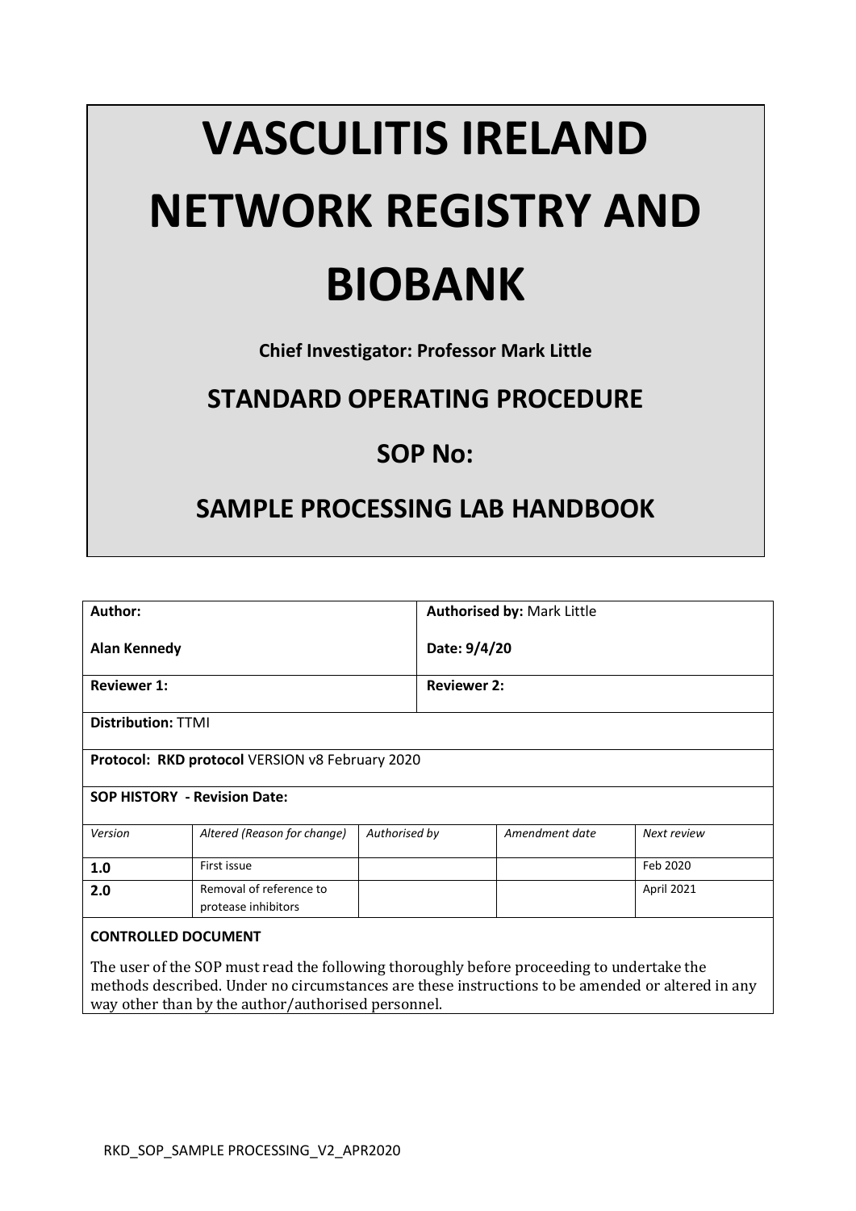# VASCULITIS IRELAND NETWORK REGISTRY AND BIOBANK

**Chief Investigator: Professor Mark Little**

## STANDARD OPERATING PROCEDURE

## SOP No:

## SAMPLE PROCESSING LAB HANDBOOK

| | | | | |
|---|---|---|---|---|
| **Author:**<br><br>**Alan Kennedy** | | **Authorised by:** Mark Little<br><br>**Date: 9/4/20** | | |
| **Reviewer 1:** | | **Reviewer 2:** | | |
| **Distribution:** TTMI | | | | |
| **Protocol: RKD protocol** VERSION v8 February 2020 | | | | |
| **SOP HISTORY - Revision Date:** | | | | |
| *Version* | *Altered (Reason for change)* | *Authorised by* | *Amendment date* | *Next review* |
| **1.0** | First issue | | | Feb 2020 |
| **2.0** | Removal of reference to protease inhibitors | | | April 2021 |
| **CONTROLLED DOCUMENT**<br><br>The user of the SOP must read the following thoroughly before proceeding to undertake the methods described. Under no circumstances are these instructions to be amended or altered in any way other than by the author/authorised personnel. | | | | |

RKD_SOP_SAMPLE PROCESSING_V2_APR2020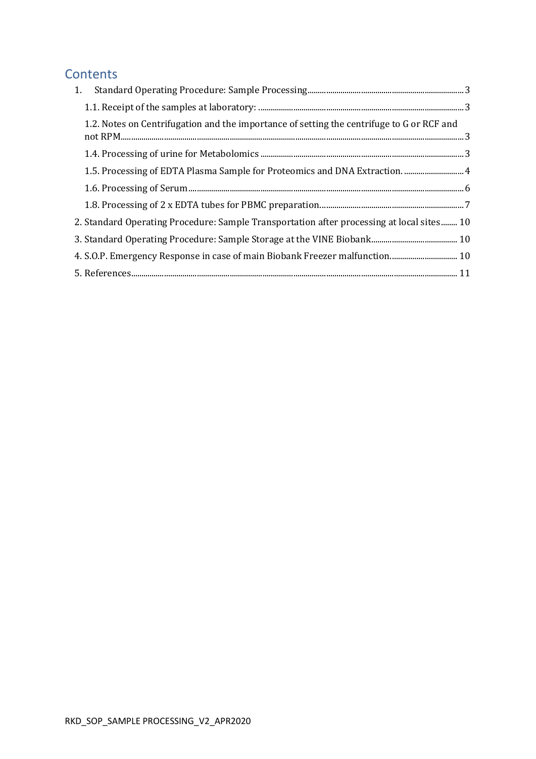# Contents

1. Standard Operating Procedure: Sample Processing .......... 3
   - 1.1. Receipt of the samples at laboratory: .......... 3
   - 1.2. Notes on Centrifugation and the importance of setting the centrifuge to G or RCF and not RPM .......... 3
   - 1.4. Processing of urine for Metabolomics .......... 3
   - 1.5. Processing of EDTA Plasma Sample for Proteomics and DNA Extraction. .......... 4
   - 1.6. Processing of Serum .......... 6
   - 1.8. Processing of 2 x EDTA tubes for PBMC preparation. .......... 7
2. Standard Operating Procedure: Sample Transportation after processing at local sites .......... 10
3. Standard Operating Procedure: Sample Storage at the VINE Biobank .......... 10
4. S.O.P. Emergency Response in case of main Biobank Freezer malfunction. .......... 10
5. References .......... 11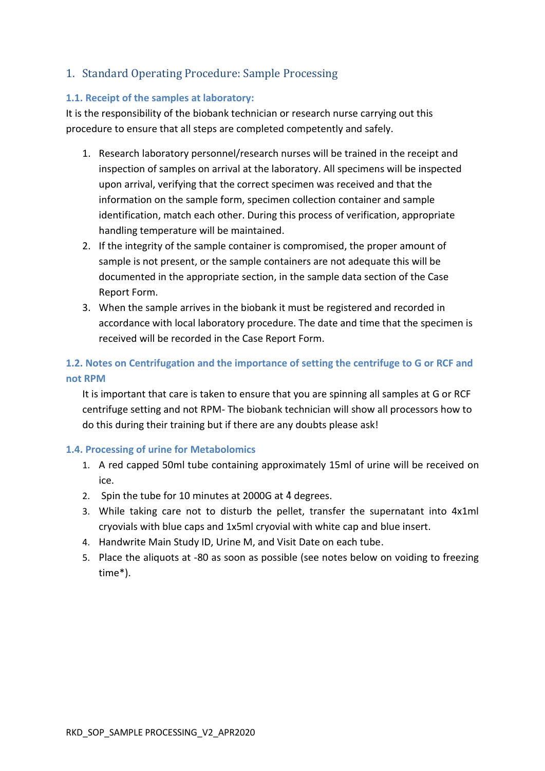# 1. Standard Operating Procedure: Sample Processing

## 1.1. Receipt of the samples at laboratory:

It is the responsibility of the biobank technician or research nurse carrying out this procedure to ensure that all steps are completed competently and safely.

1. Research laboratory personnel/research nurses will be trained in the receipt and inspection of samples on arrival at the laboratory. All specimens will be inspected upon arrival, verifying that the correct specimen was received and that the information on the sample form, specimen collection container and sample identification, match each other. During this process of verification, appropriate handling temperature will be maintained.
2. If the integrity of the sample container is compromised, the proper amount of sample is not present, or the sample containers are not adequate this will be documented in the appropriate section, in the sample data section of the Case Report Form.
3. When the sample arrives in the biobank it must be registered and recorded in accordance with local laboratory procedure. The date and time that the specimen is received will be recorded in the Case Report Form.

## 1.2. Notes on Centrifugation and the importance of setting the centrifuge to G or RCF and not RPM

It is important that care is taken to ensure that you are spinning all samples at G or RCF centrifuge setting and not RPM- The biobank technician will show all processors how to do this during their training but if there are any doubts please ask!

## 1.4. Processing of urine for Metabolomics

1. A red capped 50ml tube containing approximately 15ml of urine will be received on ice.
2. Spin the tube for 10 minutes at 2000G at 4 degrees.
3. While taking care not to disturb the pellet, transfer the supernatant into 4x1ml cryovials with blue caps and 1x5ml cryovial with white cap and blue insert.
4. Handwrite Main Study ID, Urine M, and Visit Date on each tube.
5. Place the aliquots at -80 as soon as possible (see notes below on voiding to freezing time*).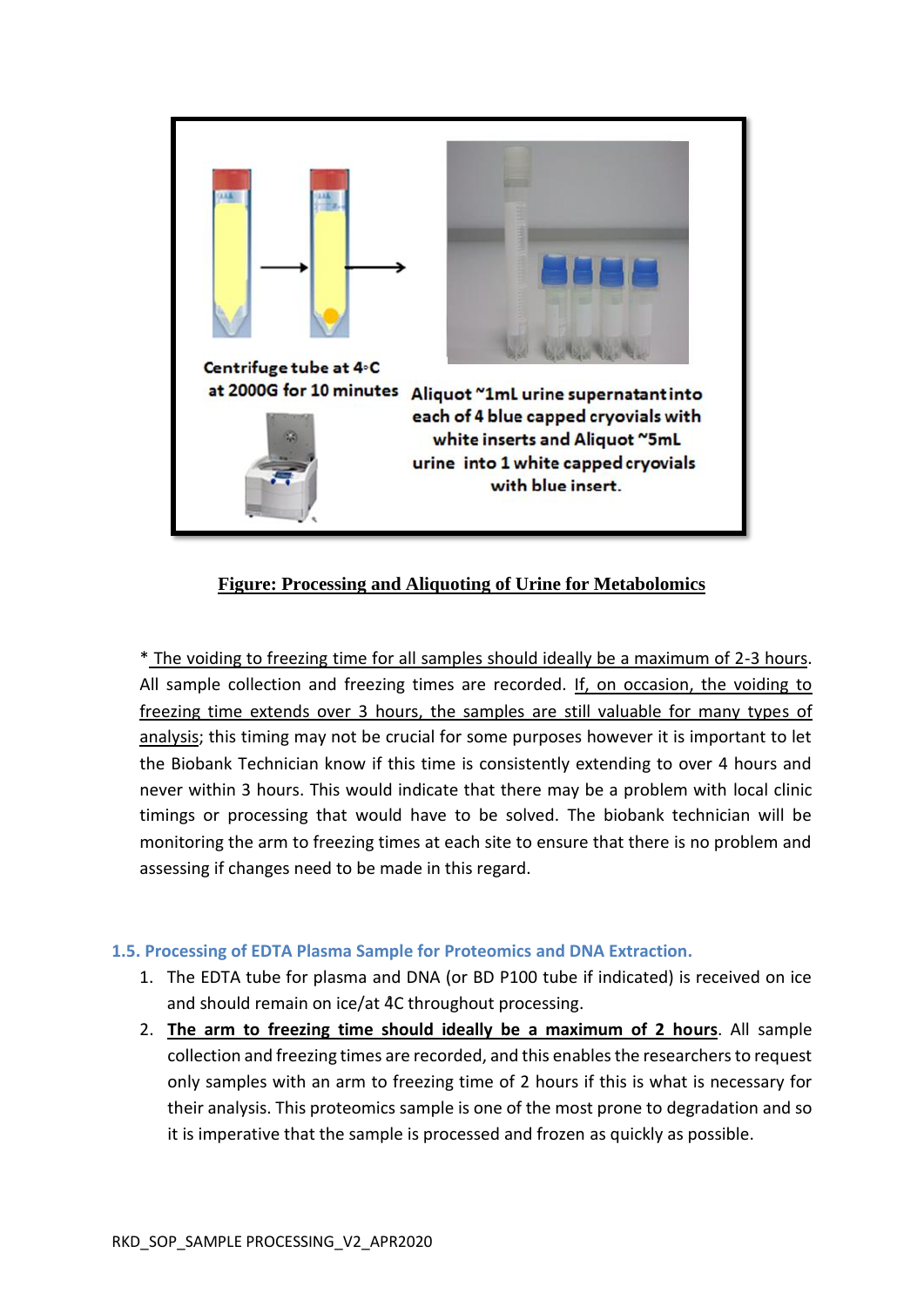Centrifuge tube at 4∘C at 2000G for 10 minutes

Aliquot ~1mL urine supernatant into each of 4 blue capped cryovials with white inserts and Aliquot ~5mL urine into 1 white capped cryovials with blue insert.

**Figure: Processing and Aliquoting of Urine for Metabolomics**

* The voiding to freezing time for all samples should ideally be a maximum of 2-3 hours. All sample collection and freezing times are recorded. If, on occasion, the voiding to freezing time extends over 3 hours, the samples are still valuable for many types of analysis; this timing may not be crucial for some purposes however it is important to let the Biobank Technician know if this time is consistently extending to over 4 hours and never within 3 hours. This would indicate that there may be a problem with local clinic timings or processing that would have to be solved. The biobank technician will be monitoring the arm to freezing times at each site to ensure that there is no problem and assessing if changes need to be made in this regard.

### 1.5. Processing of EDTA Plasma Sample for Proteomics and DNA Extraction.

1. The EDTA tube for plasma and DNA (or BD P100 tube if indicated) is received on ice and should remain on ice/at 4C throughout processing.
2. **The arm to freezing time should ideally be a maximum of 2 hours**. All sample collection and freezing times are recorded, and this enables the researchers to request only samples with an arm to freezing time of 2 hours if this is what is necessary for their analysis. This proteomics sample is one of the most prone to degradation and so it is imperative that the sample is processed and frozen as quickly as possible.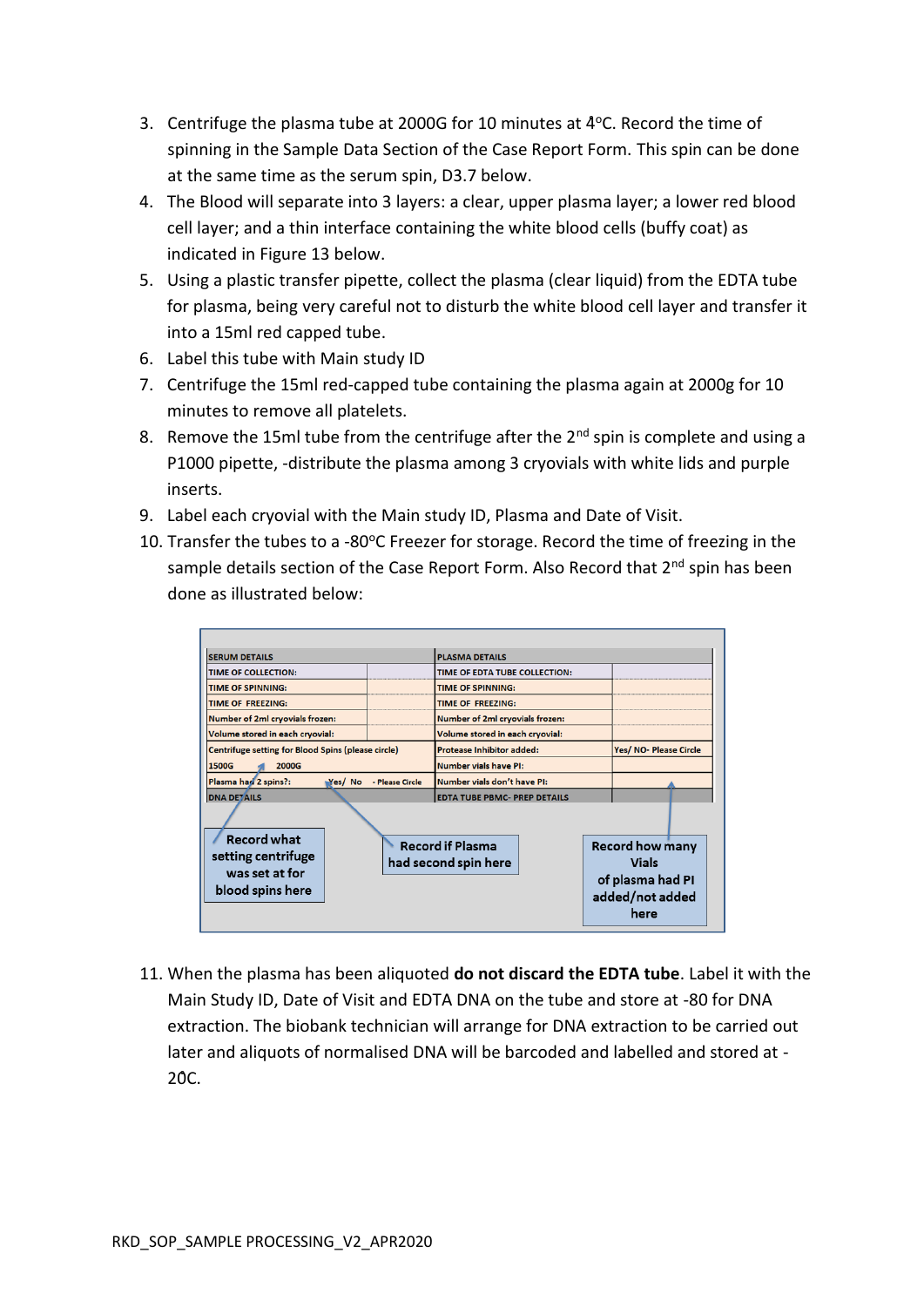3. Centrifuge the plasma tube at 2000G for 10 minutes at 4°C. Record the time of spinning in the Sample Data Section of the Case Report Form. This spin can be done at the same time as the serum spin, D3.7 below.
4. The Blood will separate into 3 layers: a clear, upper plasma layer; a lower red blood cell layer; and a thin interface containing the white blood cells (buffy coat) as indicated in Figure 13 below.
5. Using a plastic transfer pipette, collect the plasma (clear liquid) from the EDTA tube for plasma, being very careful not to disturb the white blood cell layer and transfer it into a 15ml red capped tube.
6. Label this tube with Main study ID
7. Centrifuge the 15ml red-capped tube containing the plasma again at 2000g for 10 minutes to remove all platelets.
8. Remove the 15ml tube from the centrifuge after the 2nd spin is complete and using a P1000 pipette, -distribute the plasma among 3 cryovials with white lids and purple inserts.
9. Label each cryovial with the Main study ID, Plasma and Date of Visit.
10. Transfer the tubes to a -80°C Freezer for storage. Record the time of freezing in the sample details section of the Case Report Form. Also Record that 2nd spin has been done as illustrated below:

| SERUM DETAILS | | PLASMA DETAILS | |
|---|---|---|---|
| TIME OF COLLECTION: | | TIME OF EDTA TUBE COLLECTION: | |
| TIME OF SPINNING: | | TIME OF SPINNING: | |
| TIME OF FREEZING: | | TIME OF FREEZING: | |
| Number of 2ml cryovials frozen: | | Number of 2ml cryovials frozen: | |
| Volume stored in each cryovial: | | Volume stored in each cryovial: | |
| Centrifuge setting for Blood Spins (please circle) | | Protease Inhibitor added: | Yes/ NO- Please Circle |
| 1500G 2000G | | Number vials have PI: | |
| Plasma had 2 spins?: Yes/ No - Please Circle | | Number vials don't have PI: | |
| DNA DETAILS | | EDTA TUBE PBMC- PREP DETAILS | |

Record what setting centrifuge was set at for blood spins here

Record if Plasma had second spin here

Record how many Vials of plasma had PI added/not added here

11. When the plasma has been aliquoted **do not discard the EDTA tube**. Label it with the Main Study ID, Date of Visit and EDTA DNA on the tube and store at -80 for DNA extraction. The biobank technician will arrange for DNA extraction to be carried out later and aliquots of normalised DNA will be barcoded and labelled and stored at -20C.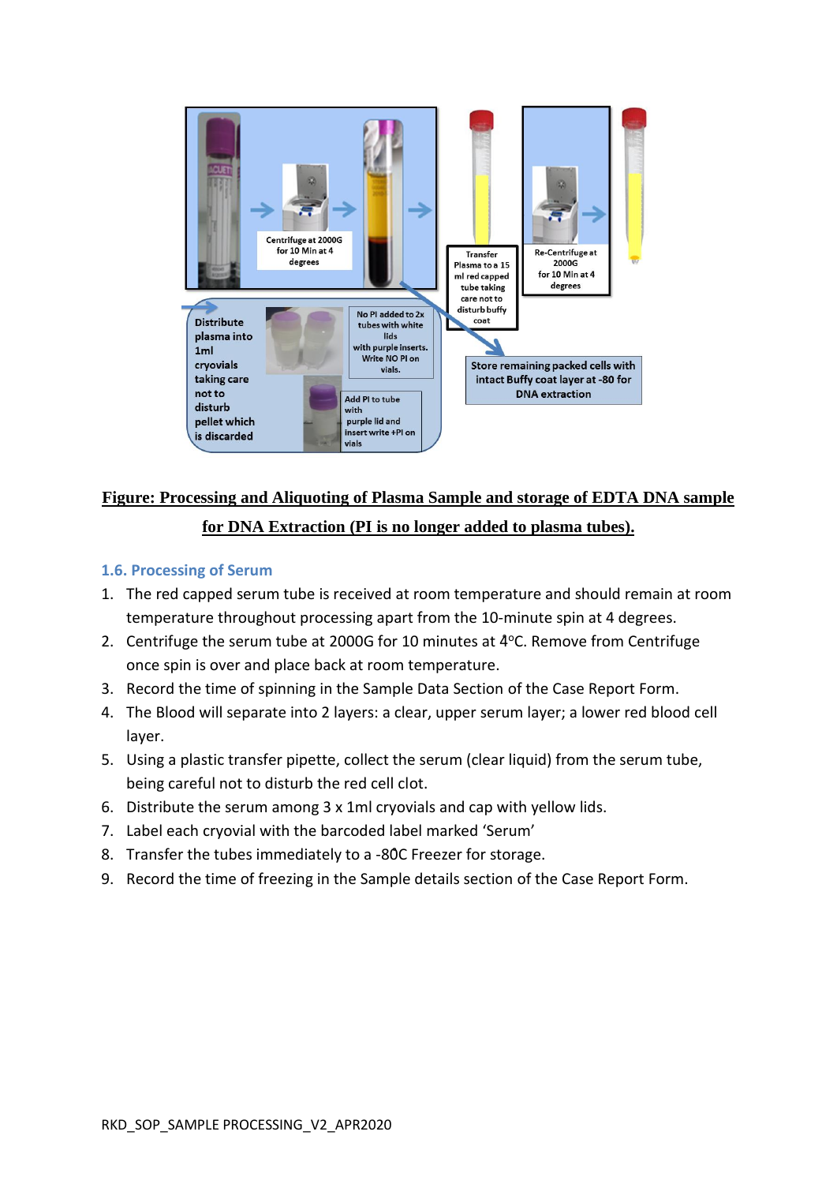Centrifuge at 2000G for 10 Min at 4 degrees

Transfer Plasma to a 15 ml red capped tube taking care not to disturb buffy coat

Re-Centrifuge at 2000G for 10 Min at 4 degrees

Distribute plasma into 1ml cryovials taking care not to disturb pellet which is discarded

No PI added to 2x tubes with white lids with purple inserts. Write NO PI on vials.

Add PI to tube with purple lid and insert write +PI on vials

Store remaining packed cells with intact Buffy coat layer at -80 for DNA extraction

**Figure: Processing and Aliquoting of Plasma Sample and storage of EDTA DNA sample for DNA Extraction (PI is no longer added to plasma tubes).**

### 1.6. Processing of Serum

1. The red capped serum tube is received at room temperature and should remain at room temperature throughout processing apart from the 10-minute spin at 4 degrees.
2. Centrifuge the serum tube at 2000G for 10 minutes at 4°C. Remove from Centrifuge once spin is over and place back at room temperature.
3. Record the time of spinning in the Sample Data Section of the Case Report Form.
4. The Blood will separate into 2 layers: a clear, upper serum layer; a lower red blood cell layer.
5. Using a plastic transfer pipette, collect the serum (clear liquid) from the serum tube, being careful not to disturb the red cell clot.
6. Distribute the serum among 3 x 1ml cryovials and cap with yellow lids.
7. Label each cryovial with the barcoded label marked 'Serum'
8. Transfer the tubes immediately to a -80C Freezer for storage.
9. Record the time of freezing in the Sample details section of the Case Report Form.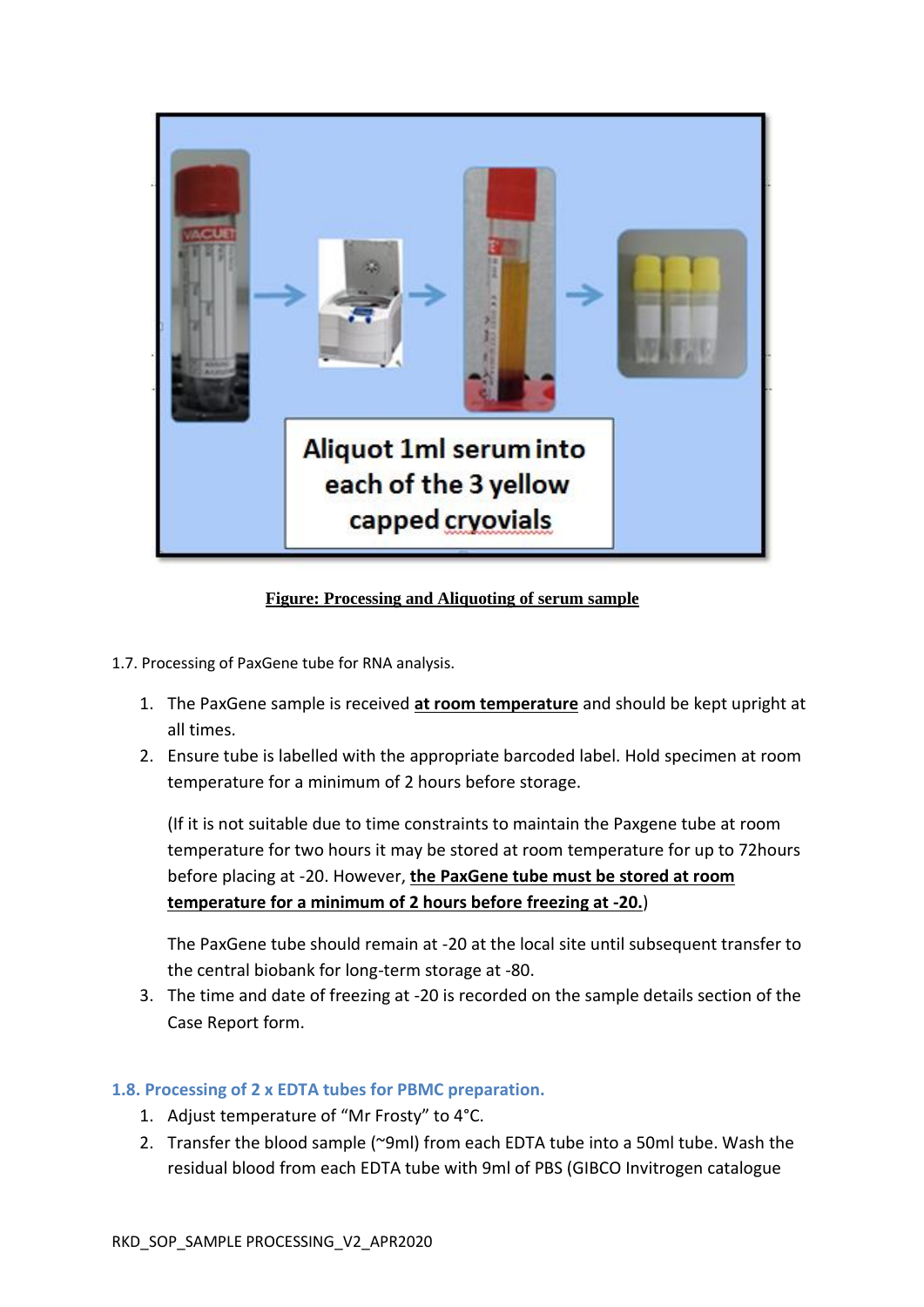Aliquot 1ml serum into each of the 3 yellow capped cryovials

**Figure: Processing and Aliquoting of serum sample**

1.7. Processing of PaxGene tube for RNA analysis.

1. The PaxGene sample is received **at room temperature** and should be kept upright at all times.
2. Ensure tube is labelled with the appropriate barcoded label. Hold specimen at room temperature for a minimum of 2 hours before storage.

   (If it is not suitable due to time constraints to maintain the Paxgene tube at room temperature for two hours it may be stored at room temperature for up to 72hours before placing at -20. However, **the PaxGene tube must be stored at room temperature for a minimum of 2 hours before freezing at -20.**)

   The PaxGene tube should remain at -20 at the local site until subsequent transfer to the central biobank for long-term storage at -80.
3. The time and date of freezing at -20 is recorded on the sample details section of the Case Report form.

### 1.8. Processing of 2 x EDTA tubes for PBMC preparation.

1. Adjust temperature of "Mr Frosty" to 4°C.
2. Transfer the blood sample (~9ml) from each EDTA tube into a 50ml tube. Wash the residual blood from each EDTA tube with 9ml of PBS (GIBCO Invitrogen catalogue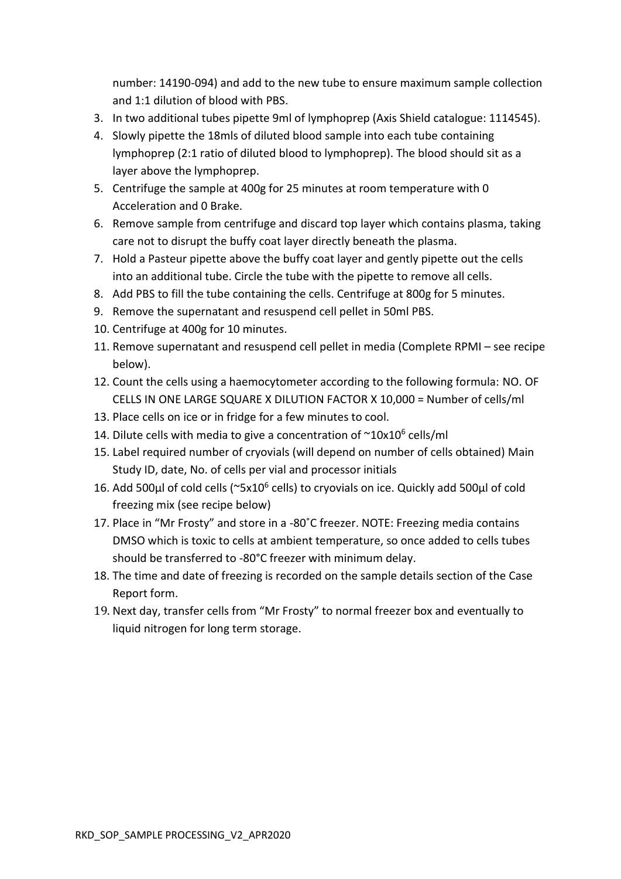number: 14190-094) and add to the new tube to ensure maximum sample collection and 1:1 dilution of blood with PBS.

3. In two additional tubes pipette 9ml of lymphoprep (Axis Shield catalogue: 1114545).
4. Slowly pipette the 18mls of diluted blood sample into each tube containing lymphoprep (2:1 ratio of diluted blood to lymphoprep). The blood should sit as a layer above the lymphoprep.
5. Centrifuge the sample at 400g for 25 minutes at room temperature with 0 Acceleration and 0 Brake.
6. Remove sample from centrifuge and discard top layer which contains plasma, taking care not to disrupt the buffy coat layer directly beneath the plasma.
7. Hold a Pasteur pipette above the buffy coat layer and gently pipette out the cells into an additional tube. Circle the tube with the pipette to remove all cells.
8. Add PBS to fill the tube containing the cells. Centrifuge at 800g for 5 minutes.
9. Remove the supernatant and resuspend cell pellet in 50ml PBS.
10. Centrifuge at 400g for 10 minutes.
11. Remove supernatant and resuspend cell pellet in media (Complete RPMI – see recipe below).
12. Count the cells using a haemocytometer according to the following formula: NO. OF CELLS IN ONE LARGE SQUARE X DILUTION FACTOR X 10,000 = Number of cells/ml
13. Place cells on ice or in fridge for a few minutes to cool.
14. Dilute cells with media to give a concentration of ~$10x10^6$ cells/ml
15. Label required number of cryovials (will depend on number of cells obtained) Main Study ID, date, No. of cells per vial and processor initials
16. Add 500µl of cold cells (~$5x10^6$ cells) to cryovials on ice. Quickly add 500µl of cold freezing mix (see recipe below)
17. Place in "Mr Frosty" and store in a -80˚C freezer. NOTE: Freezing media contains DMSO which is toxic to cells at ambient temperature, so once added to cells tubes should be transferred to -80°C freezer with minimum delay.
18. The time and date of freezing is recorded on the sample details section of the Case Report form.
19. Next day, transfer cells from "Mr Frosty" to normal freezer box and eventually to liquid nitrogen for long term storage.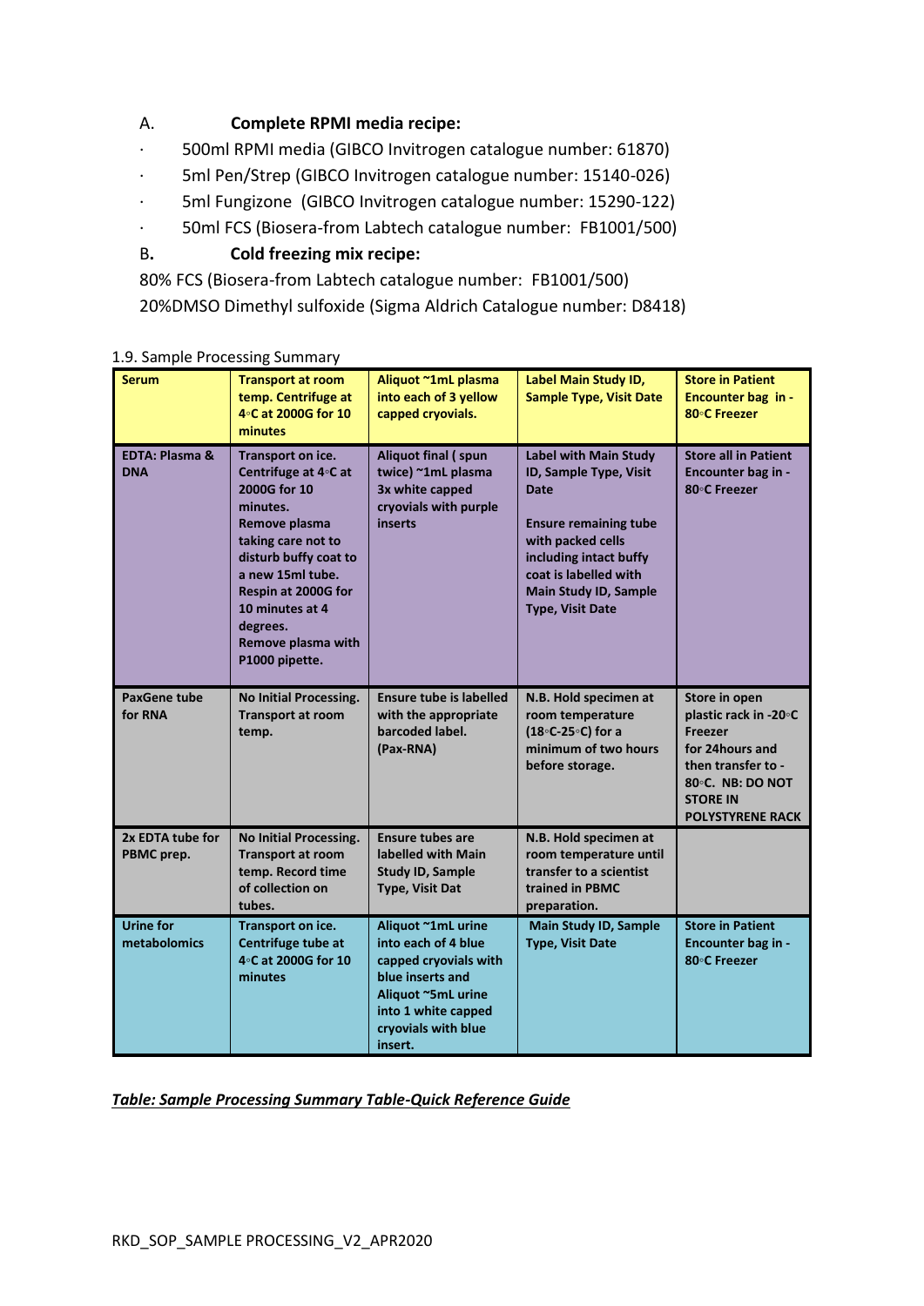A. **Complete RPMI media recipe:**

- 500ml RPMI media (GIBCO Invitrogen catalogue number: 61870)
- 5ml Pen/Strep (GIBCO Invitrogen catalogue number: 15140-026)
- 5ml Fungizone (GIBCO Invitrogen catalogue number: 15290-122)
- 50ml FCS (Biosera-from Labtech catalogue number: FB1001/500)

B**.** **Cold freezing mix recipe:**

80% FCS (Biosera-from Labtech catalogue number: FB1001/500)

20%DMSO Dimethyl sulfoxide (Sigma Aldrich Catalogue number: D8418)

1.9. Sample Processing Summary

| | | | | |
|---|---|---|---|---|
| **Serum** | **Transport at room temp. Centrifuge at 4◦C at 2000G for 10 minutes** | **Aliquot ~1mL plasma into each of 3 yellow capped cryovials.** | **Label Main Study ID, Sample Type, Visit Date** | **Store in Patient Encounter bag in -80◦C Freezer** |
| **EDTA: Plasma & DNA** | **Transport on ice. Centrifuge at 4◦C at 2000G for 10 minutes. Remove plasma taking care not to disturb buffy coat to a new 15ml tube. Respin at 2000G for 10 minutes at 4 degrees. Remove plasma with P1000 pipette.** | **Aliquot final ( spun twice) ~1mL plasma 3x white capped cryovials with purple inserts** | **Label with Main Study ID, Sample Type, Visit Date**<br><br>**Ensure remaining tube with packed cells including intact buffy coat is labelled with Main Study ID, Sample Type, Visit Date** | **Store all in Patient Encounter bag in -80◦C Freezer** |
| **PaxGene tube for RNA** | **No Initial Processing. Transport at room temp.** | **Ensure tube is labelled with the appropriate barcoded label. (Pax-RNA)** | **N.B. Hold specimen at room temperature (18◦C-25◦C) for a minimum of two hours before storage.** | **Store in open plastic rack in -20◦C Freezer for 24hours and then transfer to -80◦C. NB: DO NOT STORE IN POLYSTYRENE RACK** |
| **2x EDTA tube for PBMC prep.** | **No Initial Processing. Transport at room temp. Record time of collection on tubes.** | **Ensure tubes are labelled with Main Study ID, Sample Type, Visit Dat** | **N.B. Hold specimen at room temperature until transfer to a scientist trained in PBMC preparation.** | |
| **Urine for metabolomics** | **Transport on ice. Centrifuge tube at 4◦C at 2000G for 10 minutes** | **Aliquot ~1mL urine into each of 4 blue capped cryovials with blue inserts and Aliquot ~5mL urine into 1 white capped cryovials with blue insert.** | **Main Study ID, Sample Type, Visit Date** | **Store in Patient Encounter bag in -80◦C Freezer** |

***Table: Sample Processing Summary Table-Quick Reference Guide***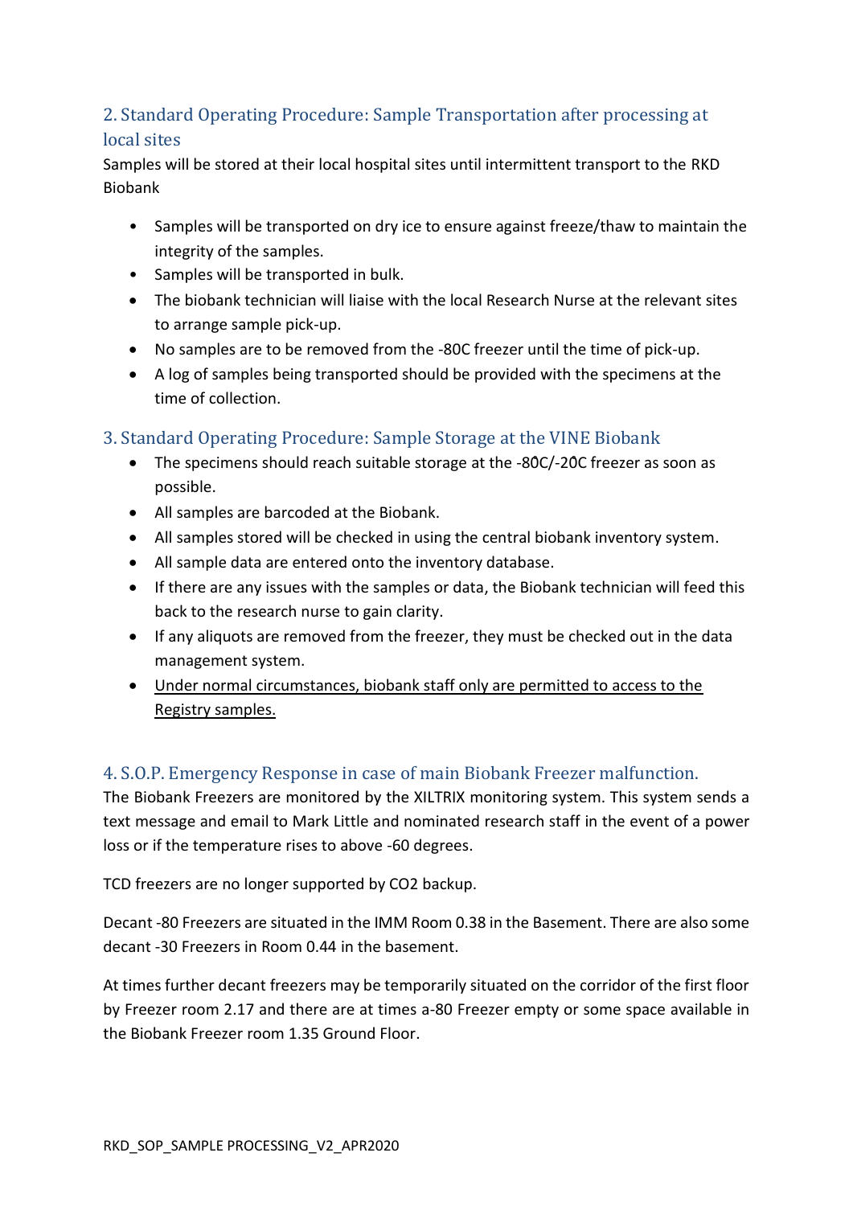## 2. Standard Operating Procedure: Sample Transportation after processing at local sites

Samples will be stored at their local hospital sites until intermittent transport to the RKD Biobank

- Samples will be transported on dry ice to ensure against freeze/thaw to maintain the integrity of the samples.
- Samples will be transported in bulk.
- The biobank technician will liaise with the local Research Nurse at the relevant sites to arrange sample pick-up.
- No samples are to be removed from the -80C freezer until the time of pick-up.
- A log of samples being transported should be provided with the specimens at the time of collection.

## 3. Standard Operating Procedure: Sample Storage at the VINE Biobank

- The specimens should reach suitable storage at the -80̊C/-20̊C freezer as soon as possible.
- All samples are barcoded at the Biobank.
- All samples stored will be checked in using the central biobank inventory system.
- All sample data are entered onto the inventory database.
- If there are any issues with the samples or data, the Biobank technician will feed this back to the research nurse to gain clarity.
- If any aliquots are removed from the freezer, they must be checked out in the data management system.
- <u>Under normal circumstances, biobank staff only are permitted to access to the Registry samples.</u>

## 4. S.O.P. Emergency Response in case of main Biobank Freezer malfunction.

The Biobank Freezers are monitored by the XILTRIX monitoring system. This system sends a text message and email to Mark Little and nominated research staff in the event of a power loss or if the temperature rises to above -60 degrees.

TCD freezers are no longer supported by CO2 backup.

Decant -80 Freezers are situated in the IMM Room 0.38 in the Basement. There are also some decant -30 Freezers in Room 0.44 in the basement.

At times further decant freezers may be temporarily situated on the corridor of the first floor by Freezer room 2.17 and there are at times a-80 Freezer empty or some space available in the Biobank Freezer room 1.35 Ground Floor.

RKD_SOP_SAMPLE PROCESSING_V2_APR2020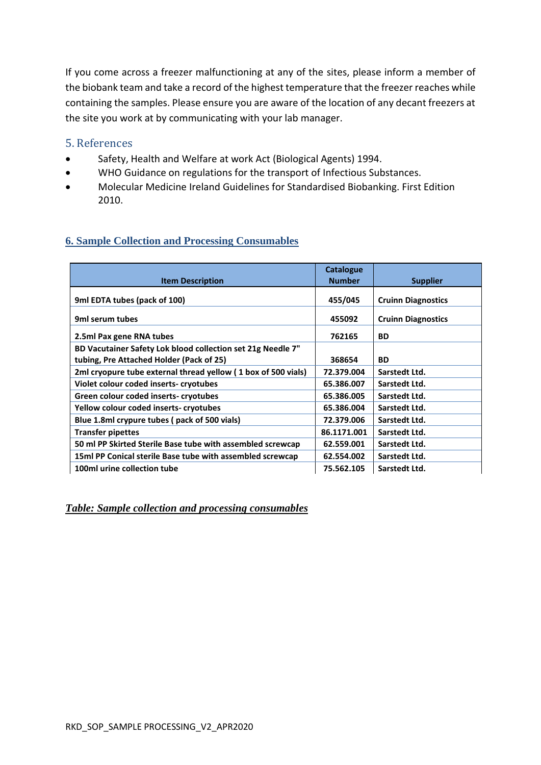If you come across a freezer malfunctioning at any of the sites, please inform a member of the biobank team and take a record of the highest temperature that the freezer reaches while containing the samples. Please ensure you are aware of the location of any decant freezers at the site you work at by communicating with your lab manager.

## 5. References

- Safety, Health and Welfare at work Act (Biological Agents) 1994.
- WHO Guidance on regulations for the transport of Infectious Substances.
- Molecular Medicine Ireland Guidelines for Standardised Biobanking. First Edition 2010.

## 6. Sample Collection and Processing Consumables

| Item Description | Catalogue Number | Supplier |
|---|---|---|
| **9ml EDTA tubes (pack of 100)** | **455/045** | **Cruinn Diagnostics** |
| **9ml serum tubes** | **455092** | **Cruinn Diagnostics** |
| **2.5ml Pax gene RNA tubes** | **762165** | **BD** |
| **BD Vacutainer Safety Lok blood collection set 21g Needle 7" tubing, Pre Attached Holder (Pack of 25)** | **368654** | **BD** |
| **2ml cryopure tube external thread yellow ( 1 box of 500 vials)** | **72.379.004** | **Sarstedt Ltd.** |
| **Violet colour coded inserts- cryotubes** | **65.386.007** | **Sarstedt Ltd.** |
| **Green colour coded inserts- cryotubes** | **65.386.005** | **Sarstedt Ltd.** |
| **Yellow colour coded inserts- cryotubes** | **65.386.004** | **Sarstedt Ltd.** |
| **Blue 1.8ml crypure tubes ( pack of 500 vials)** | **72.379.006** | **Sarstedt Ltd.** |
| **Transfer pipettes** | **86.1171.001** | **Sarstedt Ltd.** |
| **50 ml PP Skirted Sterile Base tube with assembled screwcap** | **62.559.001** | **Sarstedt Ltd.** |
| **15ml PP Conical sterile Base tube with assembled screwcap** | **62.554.002** | **Sarstedt Ltd.** |
| **100ml urine collection tube** | **75.562.105** | **Sarstedt Ltd.** |

***Table: Sample collection and processing consumables***